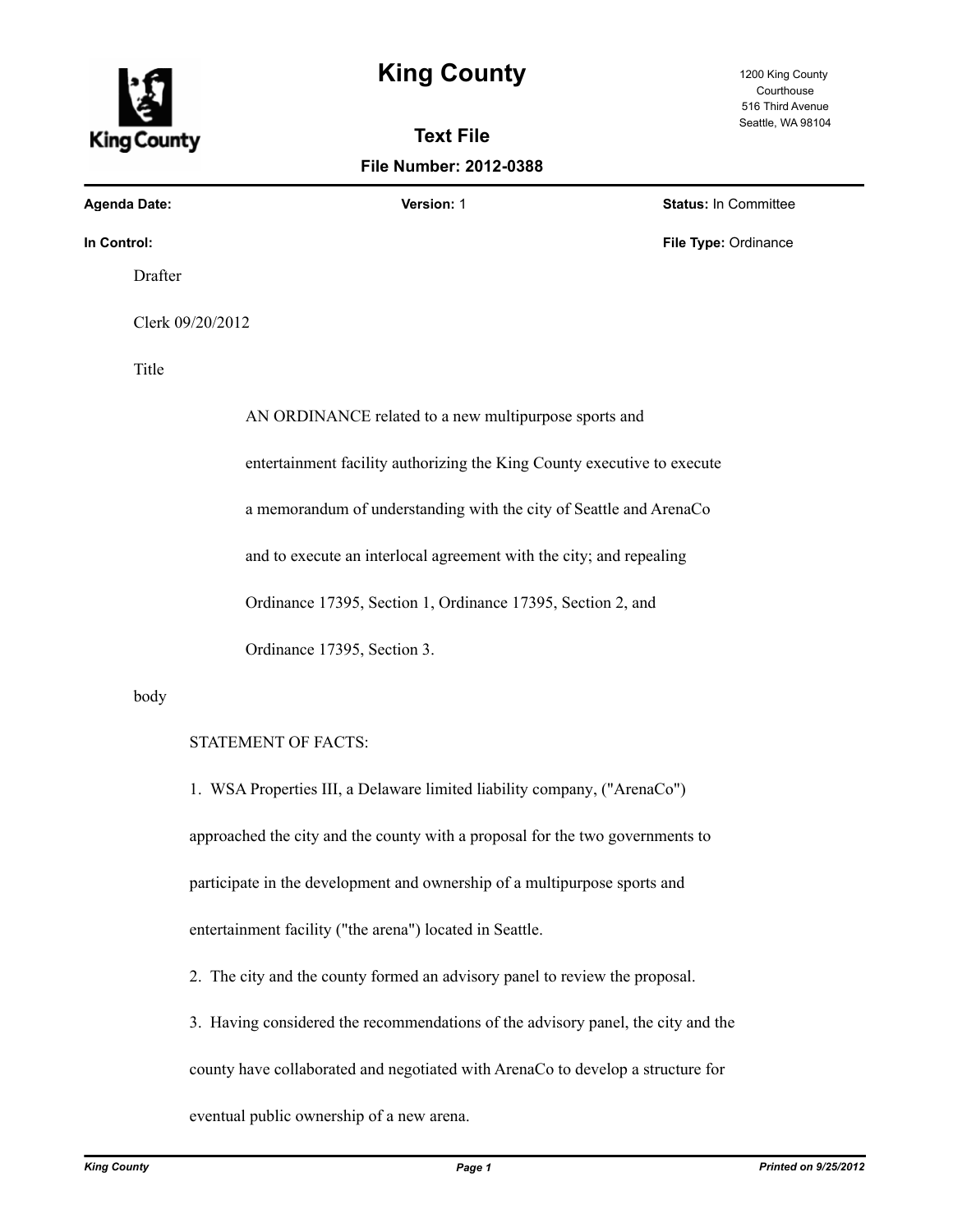# King County

1200 King County Courthouse
516 Third Avenue
Seattle, WA 98104

## Text File

**File Number: 2012-0388**

**Agenda Date:** | **Version:** 1 | **Status:** In Committee

**In Control:** | **File Type:** Ordinance

Drafter

Clerk 09/20/2012

Title

AN ORDINANCE related to a new multipurpose sports and entertainment facility authorizing the King County executive to execute a memorandum of understanding with the city of Seattle and ArenaCo and to execute an interlocal agreement with the city; and repealing Ordinance 17395, Section 1, Ordinance 17395, Section 2, and Ordinance 17395, Section 3.

body

STATEMENT OF FACTS:

1. WSA Properties III, a Delaware limited liability company, ("ArenaCo") approached the city and the county with a proposal for the two governments to participate in the development and ownership of a multipurpose sports and entertainment facility ("the arena") located in Seattle.

2. The city and the county formed an advisory panel to review the proposal.

3. Having considered the recommendations of the advisory panel, the city and the county have collaborated and negotiated with ArenaCo to develop a structure for eventual public ownership of a new arena.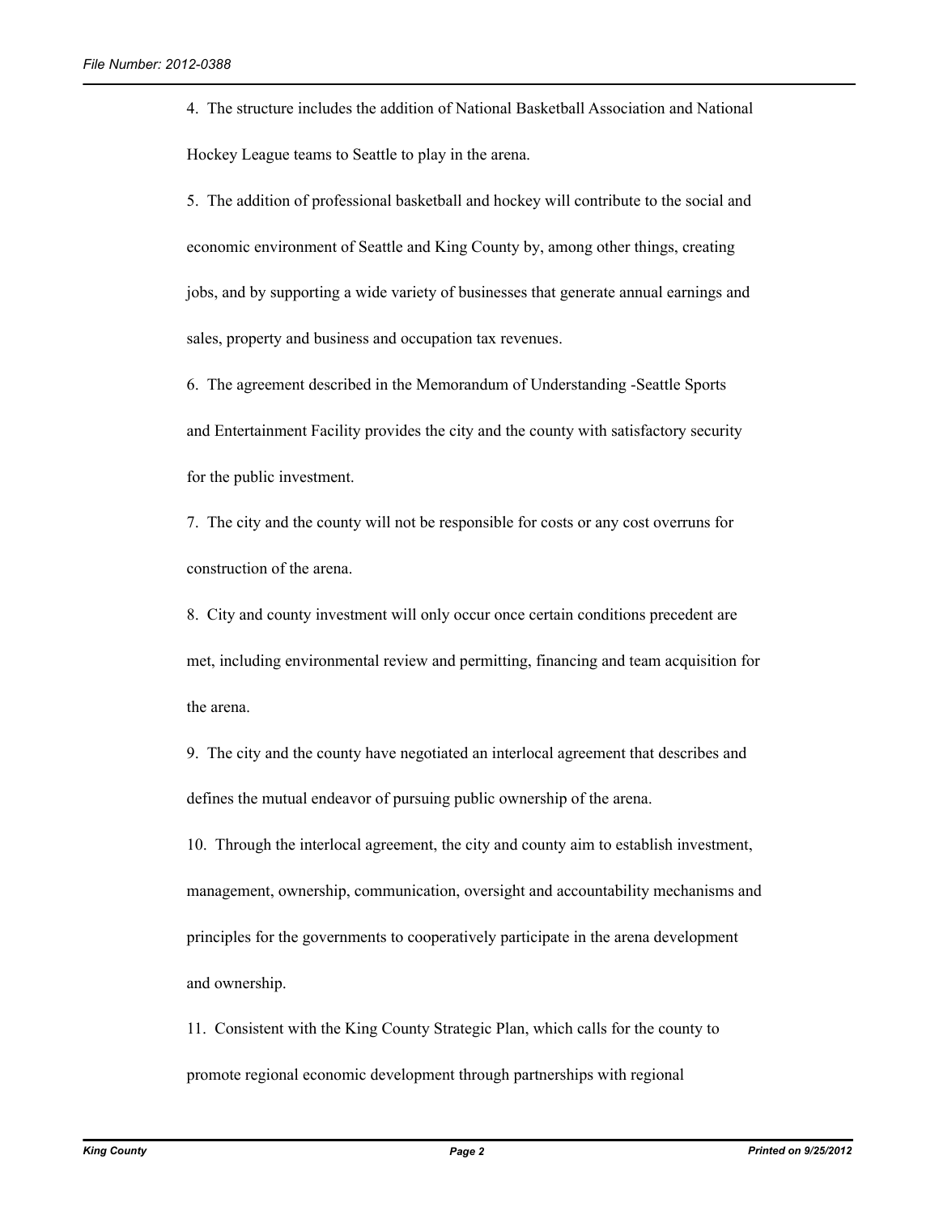4. The structure includes the addition of National Basketball Association and National Hockey League teams to Seattle to play in the arena.

5. The addition of professional basketball and hockey will contribute to the social and economic environment of Seattle and King County by, among other things, creating jobs, and by supporting a wide variety of businesses that generate annual earnings and sales, property and business and occupation tax revenues.

6. The agreement described in the Memorandum of Understanding -Seattle Sports and Entertainment Facility provides the city and the county with satisfactory security for the public investment.

7. The city and the county will not be responsible for costs or any cost overruns for construction of the arena.

8. City and county investment will only occur once certain conditions precedent are met, including environmental review and permitting, financing and team acquisition for the arena.

9. The city and the county have negotiated an interlocal agreement that describes and defines the mutual endeavor of pursuing public ownership of the arena.

10. Through the interlocal agreement, the city and county aim to establish investment, management, ownership, communication, oversight and accountability mechanisms and principles for the governments to cooperatively participate in the arena development and ownership.

11. Consistent with the King County Strategic Plan, which calls for the county to promote regional economic development through partnerships with regional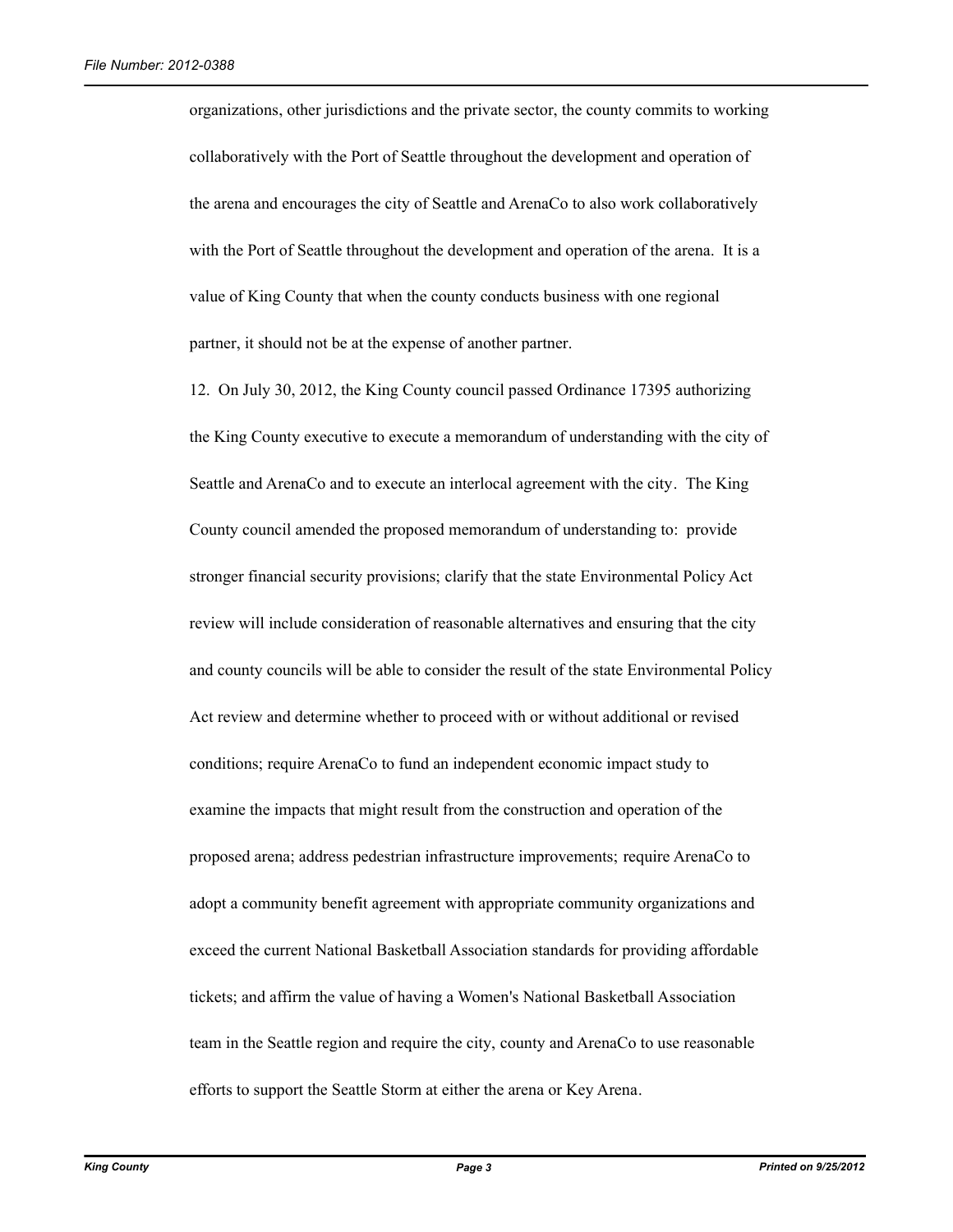organizations, other jurisdictions and the private sector, the county commits to working collaboratively with the Port of Seattle throughout the development and operation of the arena and encourages the city of Seattle and ArenaCo to also work collaboratively with the Port of Seattle throughout the development and operation of the arena. It is a value of King County that when the county conducts business with one regional partner, it should not be at the expense of another partner.

12. On July 30, 2012, the King County council passed Ordinance 17395 authorizing the King County executive to execute a memorandum of understanding with the city of Seattle and ArenaCo and to execute an interlocal agreement with the city. The King County council amended the proposed memorandum of understanding to: provide stronger financial security provisions; clarify that the state Environmental Policy Act review will include consideration of reasonable alternatives and ensuring that the city and county councils will be able to consider the result of the state Environmental Policy Act review and determine whether to proceed with or without additional or revised conditions; require ArenaCo to fund an independent economic impact study to examine the impacts that might result from the construction and operation of the proposed arena; address pedestrian infrastructure improvements; require ArenaCo to adopt a community benefit agreement with appropriate community organizations and exceed the current National Basketball Association standards for providing affordable tickets; and affirm the value of having a Women's National Basketball Association team in the Seattle region and require the city, county and ArenaCo to use reasonable efforts to support the Seattle Storm at either the arena or Key Arena.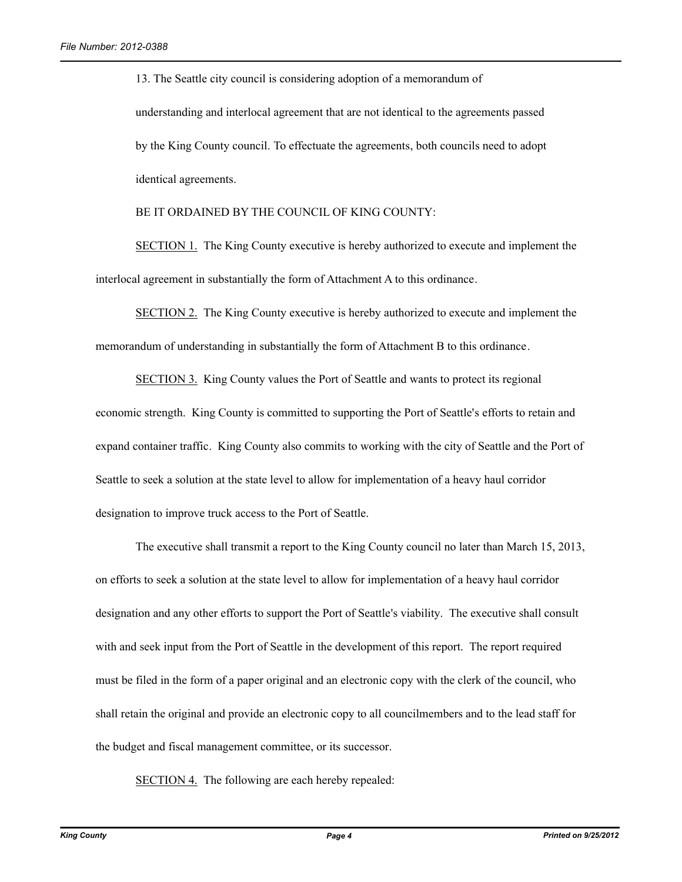13. The Seattle city council is considering adoption of a memorandum of understanding and interlocal agreement that are not identical to the agreements passed by the King County council. To effectuate the agreements, both councils need to adopt identical agreements.

BE IT ORDAINED BY THE COUNCIL OF KING COUNTY:

SECTION 1. The King County executive is hereby authorized to execute and implement the interlocal agreement in substantially the form of Attachment A to this ordinance.

SECTION 2. The King County executive is hereby authorized to execute and implement the memorandum of understanding in substantially the form of Attachment B to this ordinance.

SECTION 3. King County values the Port of Seattle and wants to protect its regional economic strength. King County is committed to supporting the Port of Seattle's efforts to retain and expand container traffic. King County also commits to working with the city of Seattle and the Port of Seattle to seek a solution at the state level to allow for implementation of a heavy haul corridor designation to improve truck access to the Port of Seattle.

The executive shall transmit a report to the King County council no later than March 15, 2013, on efforts to seek a solution at the state level to allow for implementation of a heavy haul corridor designation and any other efforts to support the Port of Seattle's viability. The executive shall consult with and seek input from the Port of Seattle in the development of this report. The report required must be filed in the form of a paper original and an electronic copy with the clerk of the council, who shall retain the original and provide an electronic copy to all councilmembers and to the lead staff for the budget and fiscal management committee, or its successor.

SECTION 4. The following are each hereby repealed: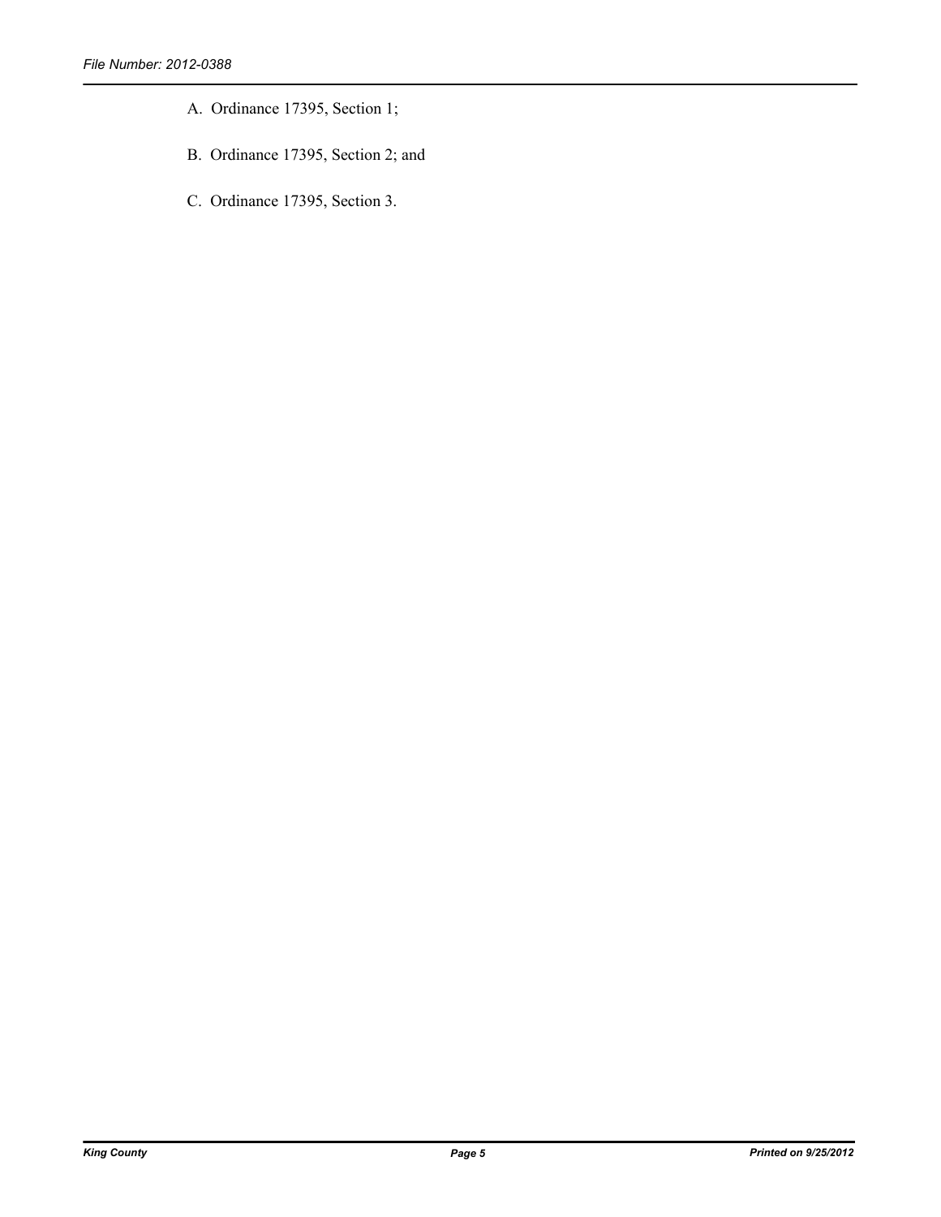A. Ordinance 17395, Section 1;

B. Ordinance 17395, Section 2; and

C. Ordinance 17395, Section 3.